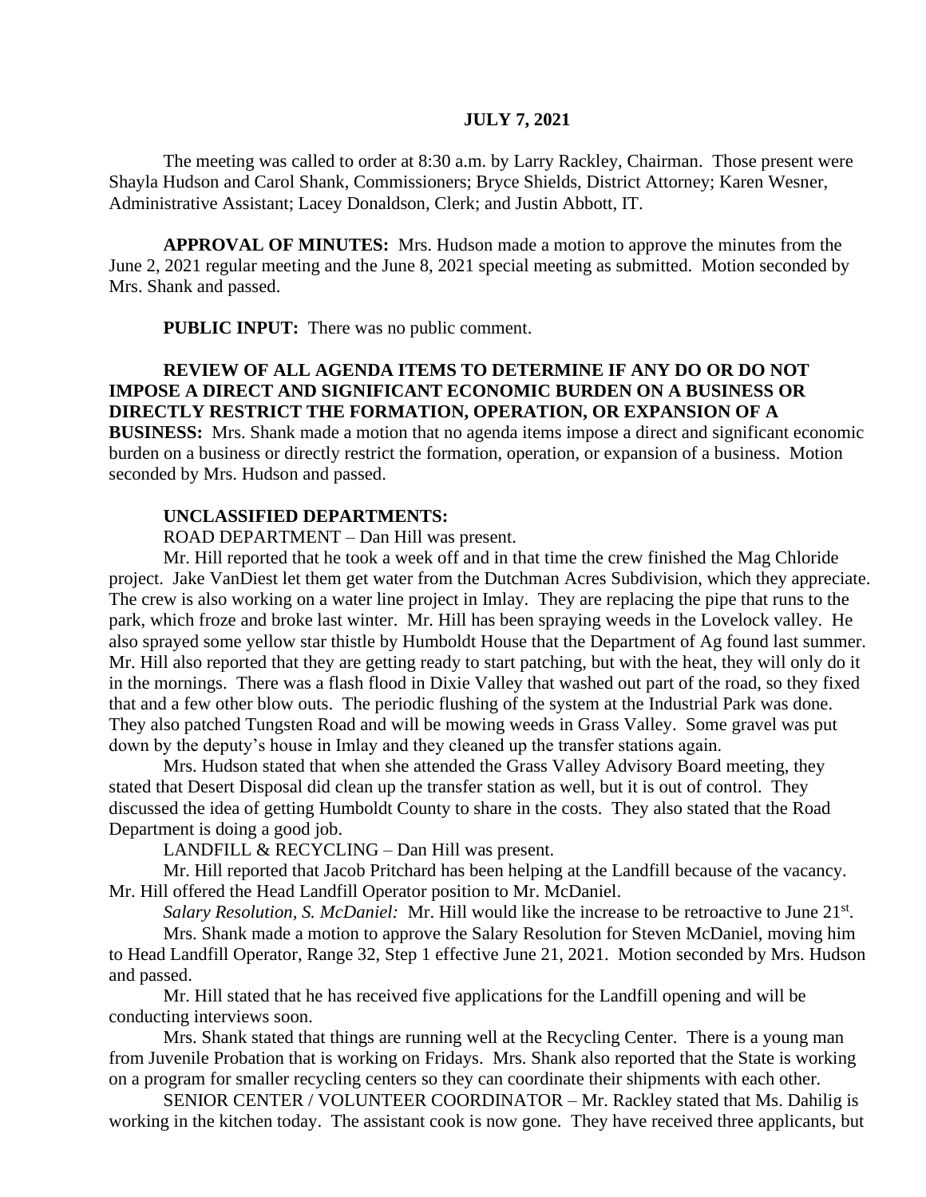**JULY 7, 2021**

The meeting was called to order at 8:30 a.m. by Larry Rackley, Chairman. Those present were Shayla Hudson and Carol Shank, Commissioners; Bryce Shields, District Attorney; Karen Wesner, Administrative Assistant; Lacey Donaldson, Clerk; and Justin Abbott, IT.

**APPROVAL OF MINUTES:** Mrs. Hudson made a motion to approve the minutes from the June 2, 2021 regular meeting and the June 8, 2021 special meeting as submitted. Motion seconded by Mrs. Shank and passed.

**PUBLIC INPUT:** There was no public comment.

**REVIEW OF ALL AGENDA ITEMS TO DETERMINE IF ANY DO OR DO NOT IMPOSE A DIRECT AND SIGNIFICANT ECONOMIC BURDEN ON A BUSINESS OR DIRECTLY RESTRICT THE FORMATION, OPERATION, OR EXPANSION OF A BUSINESS:** Mrs. Shank made a motion that no agenda items impose a direct and significant economic burden on a business or directly restrict the formation, operation, or expansion of a business. Motion seconded by Mrs. Hudson and passed.

**UNCLASSIFIED DEPARTMENTS:**

ROAD DEPARTMENT – Dan Hill was present.

Mr. Hill reported that he took a week off and in that time the crew finished the Mag Chloride project. Jake VanDiest let them get water from the Dutchman Acres Subdivision, which they appreciate. The crew is also working on a water line project in Imlay. They are replacing the pipe that runs to the park, which froze and broke last winter. Mr. Hill has been spraying weeds in the Lovelock valley. He also sprayed some yellow star thistle by Humboldt House that the Department of Ag found last summer. Mr. Hill also reported that they are getting ready to start patching, but with the heat, they will only do it in the mornings. There was a flash flood in Dixie Valley that washed out part of the road, so they fixed that and a few other blow outs. The periodic flushing of the system at the Industrial Park was done. They also patched Tungsten Road and will be mowing weeds in Grass Valley. Some gravel was put down by the deputy's house in Imlay and they cleaned up the transfer stations again.

Mrs. Hudson stated that when she attended the Grass Valley Advisory Board meeting, they stated that Desert Disposal did clean up the transfer station as well, but it is out of control. They discussed the idea of getting Humboldt County to share in the costs. They also stated that the Road Department is doing a good job.

LANDFILL & RECYCLING – Dan Hill was present.

Mr. Hill reported that Jacob Pritchard has been helping at the Landfill because of the vacancy. Mr. Hill offered the Head Landfill Operator position to Mr. McDaniel.

*Salary Resolution, S. McDaniel:* Mr. Hill would like the increase to be retroactive to June 21st.

Mrs. Shank made a motion to approve the Salary Resolution for Steven McDaniel, moving him to Head Landfill Operator, Range 32, Step 1 effective June 21, 2021. Motion seconded by Mrs. Hudson and passed.

Mr. Hill stated that he has received five applications for the Landfill opening and will be conducting interviews soon.

Mrs. Shank stated that things are running well at the Recycling Center. There is a young man from Juvenile Probation that is working on Fridays. Mrs. Shank also reported that the State is working on a program for smaller recycling centers so they can coordinate their shipments with each other.

SENIOR CENTER / VOLUNTEER COORDINATOR – Mr. Rackley stated that Ms. Dahilig is working in the kitchen today. The assistant cook is now gone. They have received three applicants, but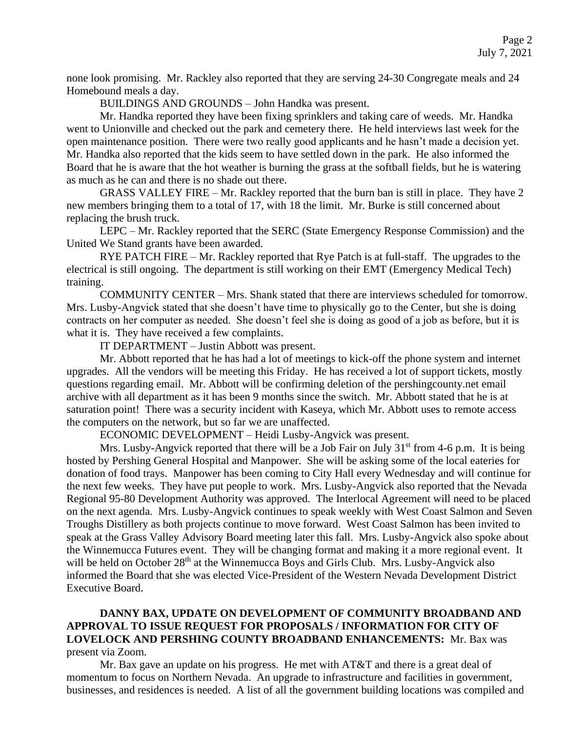none look promising. Mr. Rackley also reported that they are serving 24-30 Congregate meals and 24 Homebound meals a day.

BUILDINGS AND GROUNDS – John Handka was present.

Mr. Handka reported they have been fixing sprinklers and taking care of weeds. Mr. Handka went to Unionville and checked out the park and cemetery there. He held interviews last week for the open maintenance position. There were two really good applicants and he hasn't made a decision yet. Mr. Handka also reported that the kids seem to have settled down in the park. He also informed the Board that he is aware that the hot weather is burning the grass at the softball fields, but he is watering as much as he can and there is no shade out there.

GRASS VALLEY FIRE – Mr. Rackley reported that the burn ban is still in place. They have 2 new members bringing them to a total of 17, with 18 the limit. Mr. Burke is still concerned about replacing the brush truck.

LEPC – Mr. Rackley reported that the SERC (State Emergency Response Commission) and the United We Stand grants have been awarded.

RYE PATCH FIRE – Mr. Rackley reported that Rye Patch is at full-staff. The upgrades to the electrical is still ongoing. The department is still working on their EMT (Emergency Medical Tech) training.

COMMUNITY CENTER – Mrs. Shank stated that there are interviews scheduled for tomorrow. Mrs. Lusby-Angvick stated that she doesn't have time to physically go to the Center, but she is doing contracts on her computer as needed. She doesn't feel she is doing as good of a job as before, but it is what it is. They have received a few complaints.

IT DEPARTMENT – Justin Abbott was present.

Mr. Abbott reported that he has had a lot of meetings to kick-off the phone system and internet upgrades. All the vendors will be meeting this Friday. He has received a lot of support tickets, mostly questions regarding email. Mr. Abbott will be confirming deletion of the pershingcounty.net email archive with all department as it has been 9 months since the switch. Mr. Abbott stated that he is at saturation point! There was a security incident with Kaseya, which Mr. Abbott uses to remote access the computers on the network, but so far we are unaffected.

ECONOMIC DEVELOPMENT – Heidi Lusby-Angvick was present.

Mrs. Lusby-Angvick reported that there will be a Job Fair on July 31st from 4-6 p.m. It is being hosted by Pershing General Hospital and Manpower. She will be asking some of the local eateries for donation of food trays. Manpower has been coming to City Hall every Wednesday and will continue for the next few weeks. They have put people to work. Mrs. Lusby-Angvick also reported that the Nevada Regional 95-80 Development Authority was approved. The Interlocal Agreement will need to be placed on the next agenda. Mrs. Lusby-Angvick continues to speak weekly with West Coast Salmon and Seven Troughs Distillery as both projects continue to move forward. West Coast Salmon has been invited to speak at the Grass Valley Advisory Board meeting later this fall. Mrs. Lusby-Angvick also spoke about the Winnemucca Futures event. They will be changing format and making it a more regional event. It will be held on October 28th at the Winnemucca Boys and Girls Club. Mrs. Lusby-Angvick also informed the Board that she was elected Vice-President of the Western Nevada Development District Executive Board.

**DANNY BAX, UPDATE ON DEVELOPMENT OF COMMUNITY BROADBAND AND APPROVAL TO ISSUE REQUEST FOR PROPOSALS / INFORMATION FOR CITY OF LOVELOCK AND PERSHING COUNTY BROADBAND ENHANCEMENTS:** Mr. Bax was present via Zoom.

Mr. Bax gave an update on his progress. He met with AT&T and there is a great deal of momentum to focus on Northern Nevada. An upgrade to infrastructure and facilities in government, businesses, and residences is needed. A list of all the government building locations was compiled and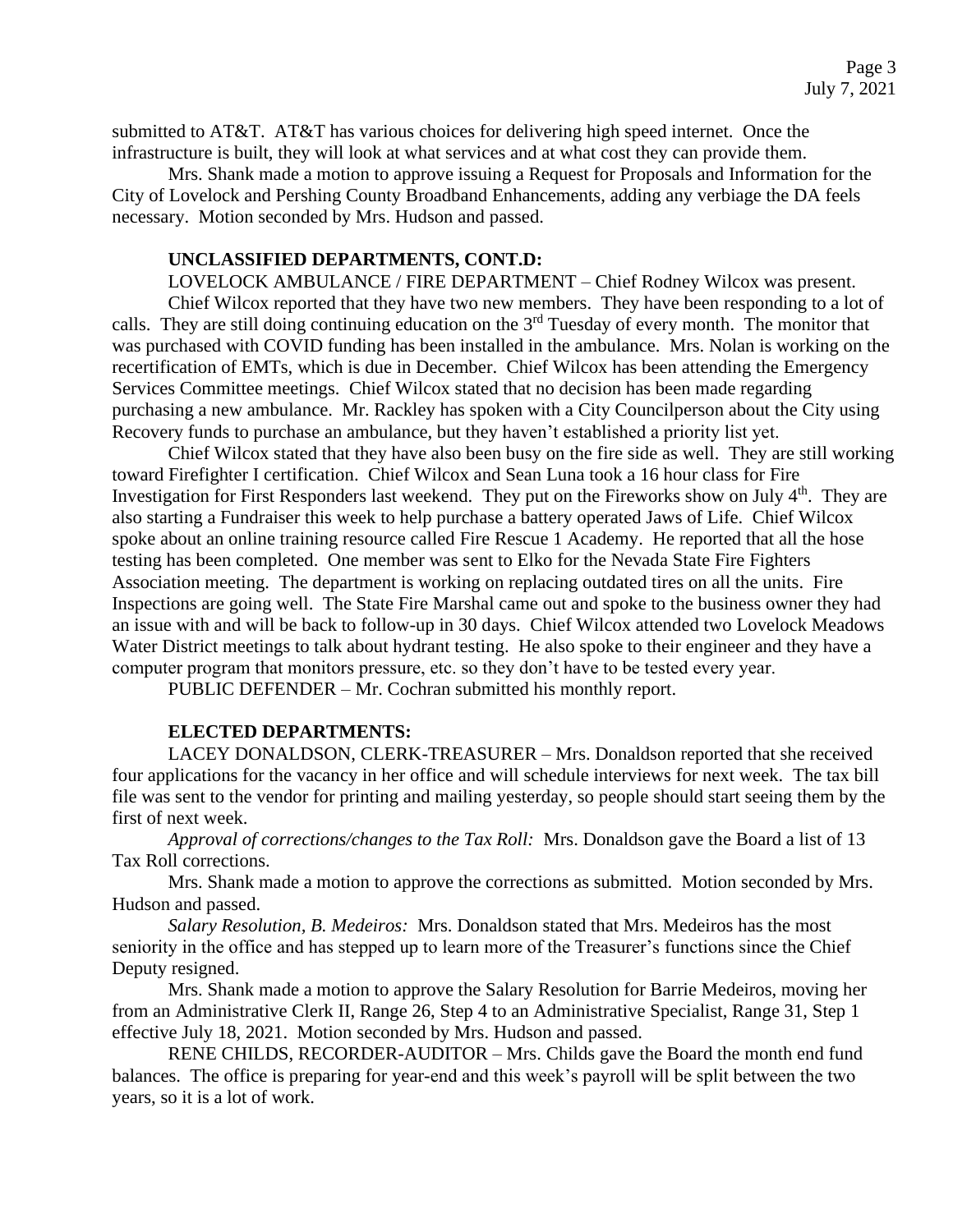submitted to AT&T. AT&T has various choices for delivering high speed internet. Once the infrastructure is built, they will look at what services and at what cost they can provide them.

Mrs. Shank made a motion to approve issuing a Request for Proposals and Information for the City of Lovelock and Pershing County Broadband Enhancements, adding any verbiage the DA feels necessary. Motion seconded by Mrs. Hudson and passed.

**UNCLASSIFIED DEPARTMENTS, CONT.D:**

LOVELOCK AMBULANCE / FIRE DEPARTMENT – Chief Rodney Wilcox was present.

Chief Wilcox reported that they have two new members. They have been responding to a lot of calls. They are still doing continuing education on the 3rd Tuesday of every month. The monitor that was purchased with COVID funding has been installed in the ambulance. Mrs. Nolan is working on the recertification of EMTs, which is due in December. Chief Wilcox has been attending the Emergency Services Committee meetings. Chief Wilcox stated that no decision has been made regarding purchasing a new ambulance. Mr. Rackley has spoken with a City Councilperson about the City using Recovery funds to purchase an ambulance, but they haven't established a priority list yet.

Chief Wilcox stated that they have also been busy on the fire side as well. They are still working toward Firefighter I certification. Chief Wilcox and Sean Luna took a 16 hour class for Fire Investigation for First Responders last weekend. They put on the Fireworks show on July 4th. They are also starting a Fundraiser this week to help purchase a battery operated Jaws of Life. Chief Wilcox spoke about an online training resource called Fire Rescue 1 Academy. He reported that all the hose testing has been completed. One member was sent to Elko for the Nevada State Fire Fighters Association meeting. The department is working on replacing outdated tires on all the units. Fire Inspections are going well. The State Fire Marshal came out and spoke to the business owner they had an issue with and will be back to follow-up in 30 days. Chief Wilcox attended two Lovelock Meadows Water District meetings to talk about hydrant testing. He also spoke to their engineer and they have a computer program that monitors pressure, etc. so they don't have to be tested every year.

PUBLIC DEFENDER – Mr. Cochran submitted his monthly report.

**ELECTED DEPARTMENTS:**

LACEY DONALDSON, CLERK-TREASURER – Mrs. Donaldson reported that she received four applications for the vacancy in her office and will schedule interviews for next week. The tax bill file was sent to the vendor for printing and mailing yesterday, so people should start seeing them by the first of next week.

*Approval of corrections/changes to the Tax Roll:* Mrs. Donaldson gave the Board a list of 13 Tax Roll corrections.

Mrs. Shank made a motion to approve the corrections as submitted. Motion seconded by Mrs. Hudson and passed.

*Salary Resolution, B. Medeiros:* Mrs. Donaldson stated that Mrs. Medeiros has the most seniority in the office and has stepped up to learn more of the Treasurer's functions since the Chief Deputy resigned.

Mrs. Shank made a motion to approve the Salary Resolution for Barrie Medeiros, moving her from an Administrative Clerk II, Range 26, Step 4 to an Administrative Specialist, Range 31, Step 1 effective July 18, 2021. Motion seconded by Mrs. Hudson and passed.

RENE CHILDS, RECORDER-AUDITOR – Mrs. Childs gave the Board the month end fund balances. The office is preparing for year-end and this week's payroll will be split between the two years, so it is a lot of work.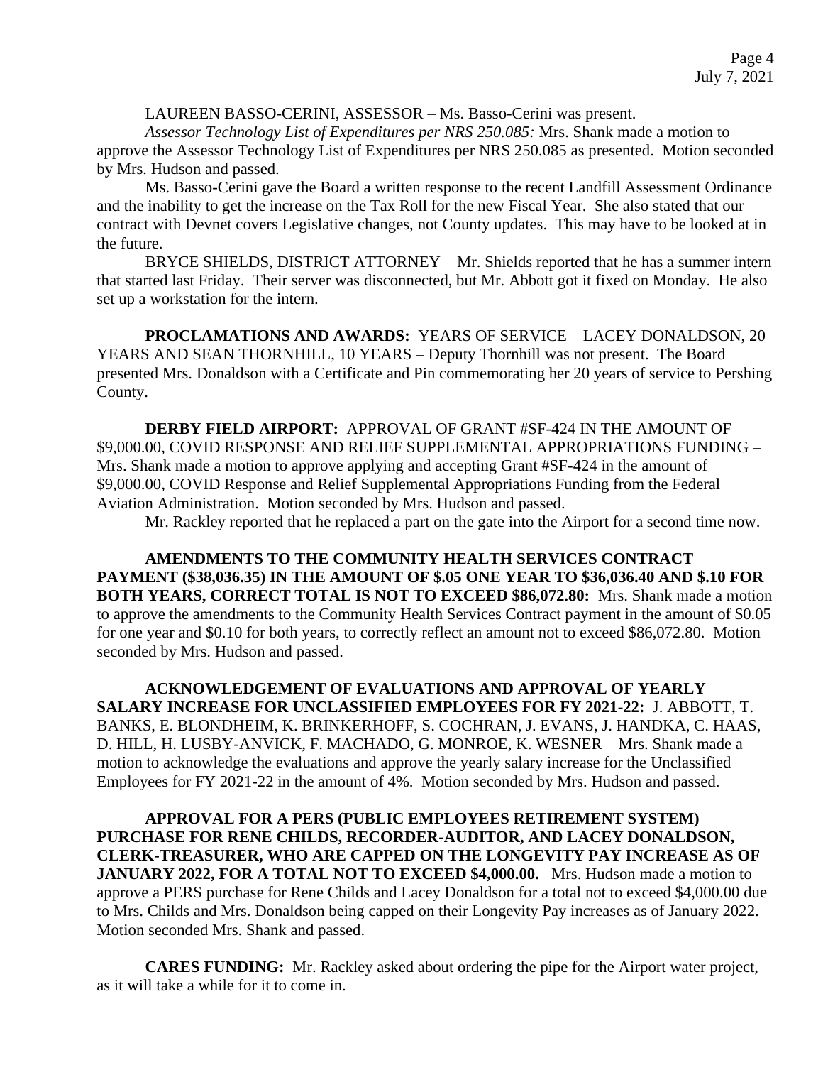LAUREEN BASSO-CERINI, ASSESSOR – Ms. Basso-Cerini was present.

*Assessor Technology List of Expenditures per NRS 250.085:* Mrs. Shank made a motion to approve the Assessor Technology List of Expenditures per NRS 250.085 as presented. Motion seconded by Mrs. Hudson and passed.

Ms. Basso-Cerini gave the Board a written response to the recent Landfill Assessment Ordinance and the inability to get the increase on the Tax Roll for the new Fiscal Year. She also stated that our contract with Devnet covers Legislative changes, not County updates. This may have to be looked at in the future.

BRYCE SHIELDS, DISTRICT ATTORNEY – Mr. Shields reported that he has a summer intern that started last Friday. Their server was disconnected, but Mr. Abbott got it fixed on Monday. He also set up a workstation for the intern.

**PROCLAMATIONS AND AWARDS:** YEARS OF SERVICE – LACEY DONALDSON, 20 YEARS AND SEAN THORNHILL, 10 YEARS – Deputy Thornhill was not present. The Board presented Mrs. Donaldson with a Certificate and Pin commemorating her 20 years of service to Pershing County.

**DERBY FIELD AIRPORT:** APPROVAL OF GRANT #SF-424 IN THE AMOUNT OF $9,000.00, COVID RESPONSE AND RELIEF SUPPLEMENTAL APPROPRIATIONS FUNDING – Mrs. Shank made a motion to approve applying and accepting Grant #SF-424 in the amount of $9,000.00, COVID Response and Relief Supplemental Appropriations Funding from the Federal Aviation Administration. Motion seconded by Mrs. Hudson and passed.

Mr. Rackley reported that he replaced a part on the gate into the Airport for a second time now.

**AMENDMENTS TO THE COMMUNITY HEALTH SERVICES CONTRACT PAYMENT ($38,036.35) IN THE AMOUNT OF $.05 ONE YEAR TO $36,036.40 AND $.10 FOR BOTH YEARS, CORRECT TOTAL IS NOT TO EXCEED $86,072.80:** Mrs. Shank made a motion to approve the amendments to the Community Health Services Contract payment in the amount of $0.05 for one year and $0.10 for both years, to correctly reflect an amount not to exceed $86,072.80. Motion seconded by Mrs. Hudson and passed.

**ACKNOWLEDGEMENT OF EVALUATIONS AND APPROVAL OF YEARLY SALARY INCREASE FOR UNCLASSIFIED EMPLOYEES FOR FY 2021-22:** J. ABBOTT, T. BANKS, E. BLONDHEIM, K. BRINKERHOFF, S. COCHRAN, J. EVANS, J. HANDKA, C. HAAS, D. HILL, H. LUSBY-ANVICK, F. MACHADO, G. MONROE, K. WESNER – Mrs. Shank made a motion to acknowledge the evaluations and approve the yearly salary increase for the Unclassified Employees for FY 2021-22 in the amount of 4%. Motion seconded by Mrs. Hudson and passed.

**APPROVAL FOR A PERS (PUBLIC EMPLOYEES RETIREMENT SYSTEM) PURCHASE FOR RENE CHILDS, RECORDER-AUDITOR, AND LACEY DONALDSON, CLERK-TREASURER, WHO ARE CAPPED ON THE LONGEVITY PAY INCREASE AS OF JANUARY 2022, FOR A TOTAL NOT TO EXCEED $4,000.00.** Mrs. Hudson made a motion to approve a PERS purchase for Rene Childs and Lacey Donaldson for a total not to exceed $4,000.00 due to Mrs. Childs and Mrs. Donaldson being capped on their Longevity Pay increases as of January 2022. Motion seconded Mrs. Shank and passed.

**CARES FUNDING:** Mr. Rackley asked about ordering the pipe for the Airport water project, as it will take a while for it to come in.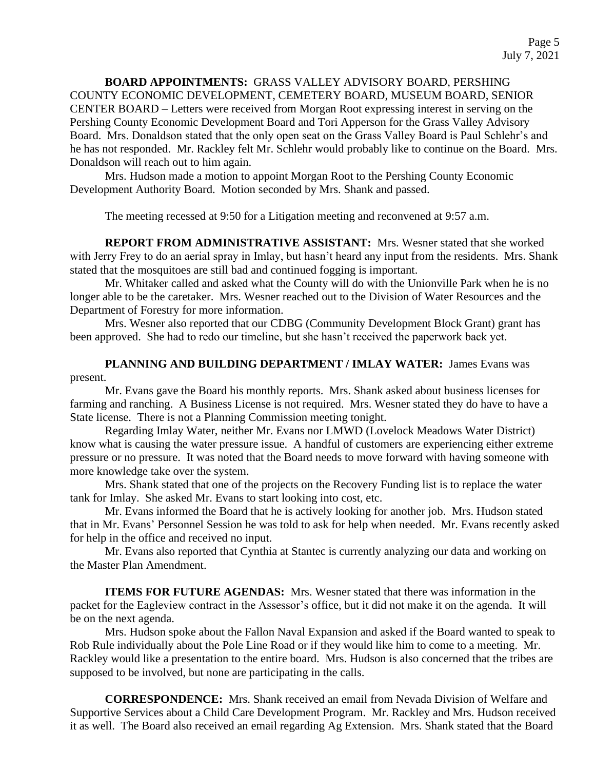**BOARD APPOINTMENTS:** GRASS VALLEY ADVISORY BOARD, PERSHING COUNTY ECONOMIC DEVELOPMENT, CEMETERY BOARD, MUSEUM BOARD, SENIOR CENTER BOARD – Letters were received from Morgan Root expressing interest in serving on the Pershing County Economic Development Board and Tori Apperson for the Grass Valley Advisory Board. Mrs. Donaldson stated that the only open seat on the Grass Valley Board is Paul Schlehr's and he has not responded. Mr. Rackley felt Mr. Schlehr would probably like to continue on the Board. Mrs. Donaldson will reach out to him again.

Mrs. Hudson made a motion to appoint Morgan Root to the Pershing County Economic Development Authority Board. Motion seconded by Mrs. Shank and passed.

The meeting recessed at 9:50 for a Litigation meeting and reconvened at 9:57 a.m.

**REPORT FROM ADMINISTRATIVE ASSISTANT:** Mrs. Wesner stated that she worked with Jerry Frey to do an aerial spray in Imlay, but hasn't heard any input from the residents. Mrs. Shank stated that the mosquitoes are still bad and continued fogging is important.

Mr. Whitaker called and asked what the County will do with the Unionville Park when he is no longer able to be the caretaker. Mrs. Wesner reached out to the Division of Water Resources and the Department of Forestry for more information.

Mrs. Wesner also reported that our CDBG (Community Development Block Grant) grant has been approved. She had to redo our timeline, but she hasn't received the paperwork back yet.

**PLANNING AND BUILDING DEPARTMENT / IMLAY WATER:** James Evans was present.

Mr. Evans gave the Board his monthly reports. Mrs. Shank asked about business licenses for farming and ranching. A Business License is not required. Mrs. Wesner stated they do have to have a State license. There is not a Planning Commission meeting tonight.

Regarding Imlay Water, neither Mr. Evans nor LMWD (Lovelock Meadows Water District) know what is causing the water pressure issue. A handful of customers are experiencing either extreme pressure or no pressure. It was noted that the Board needs to move forward with having someone with more knowledge take over the system.

Mrs. Shank stated that one of the projects on the Recovery Funding list is to replace the water tank for Imlay. She asked Mr. Evans to start looking into cost, etc.

Mr. Evans informed the Board that he is actively looking for another job. Mrs. Hudson stated that in Mr. Evans' Personnel Session he was told to ask for help when needed. Mr. Evans recently asked for help in the office and received no input.

Mr. Evans also reported that Cynthia at Stantec is currently analyzing our data and working on the Master Plan Amendment.

**ITEMS FOR FUTURE AGENDAS:** Mrs. Wesner stated that there was information in the packet for the Eagleview contract in the Assessor's office, but it did not make it on the agenda. It will be on the next agenda.

Mrs. Hudson spoke about the Fallon Naval Expansion and asked if the Board wanted to speak to Rob Rule individually about the Pole Line Road or if they would like him to come to a meeting. Mr. Rackley would like a presentation to the entire board. Mrs. Hudson is also concerned that the tribes are supposed to be involved, but none are participating in the calls.

**CORRESPONDENCE:** Mrs. Shank received an email from Nevada Division of Welfare and Supportive Services about a Child Care Development Program. Mr. Rackley and Mrs. Hudson received it as well. The Board also received an email regarding Ag Extension. Mrs. Shank stated that the Board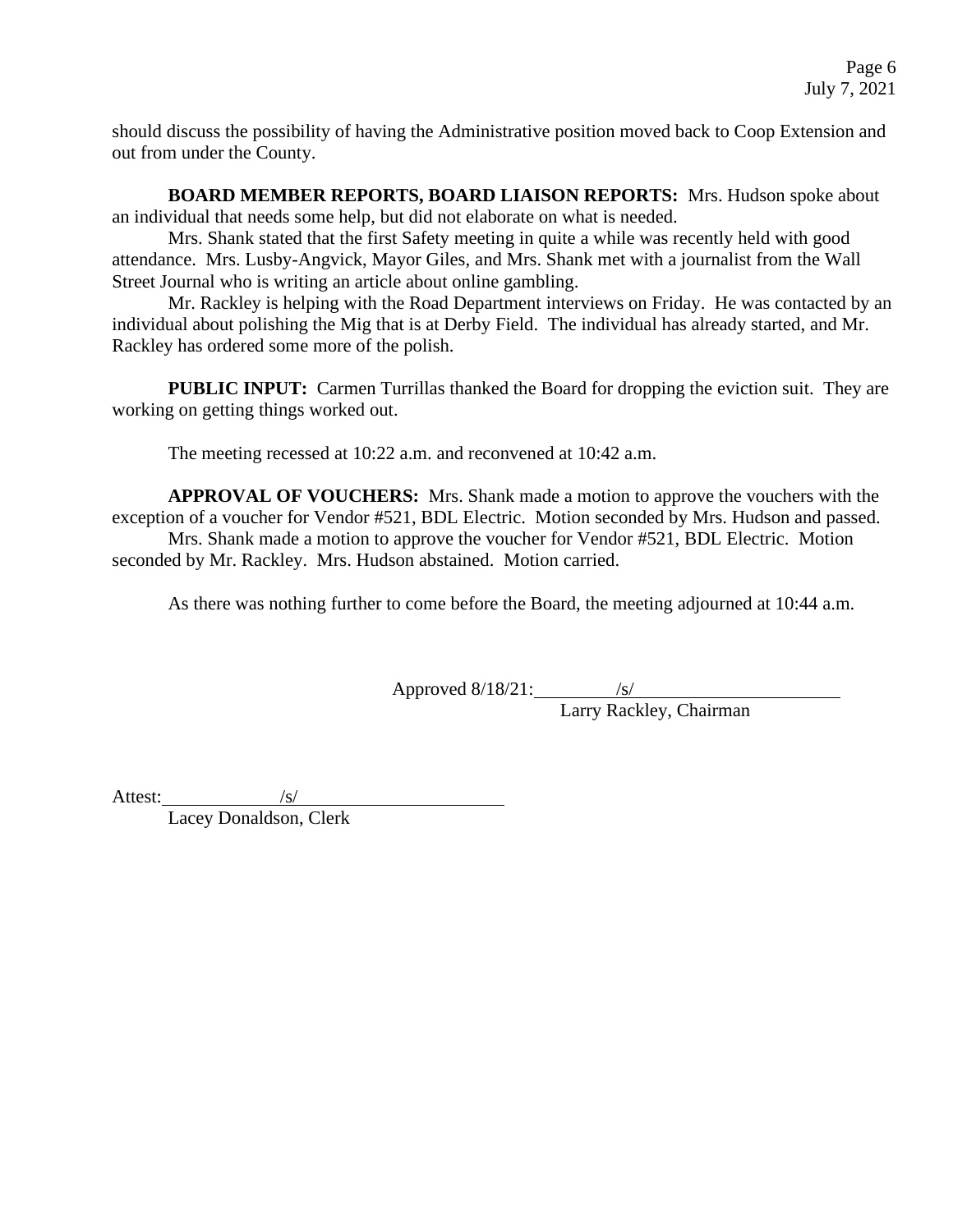should discuss the possibility of having the Administrative position moved back to Coop Extension and out from under the County.

**BOARD MEMBER REPORTS, BOARD LIAISON REPORTS:** Mrs. Hudson spoke about an individual that needs some help, but did not elaborate on what is needed.

Mrs. Shank stated that the first Safety meeting in quite a while was recently held with good attendance. Mrs. Lusby-Angvick, Mayor Giles, and Mrs. Shank met with a journalist from the Wall Street Journal who is writing an article about online gambling.

Mr. Rackley is helping with the Road Department interviews on Friday. He was contacted by an individual about polishing the Mig that is at Derby Field. The individual has already started, and Mr. Rackley has ordered some more of the polish.

**PUBLIC INPUT:** Carmen Turrillas thanked the Board for dropping the eviction suit. They are working on getting things worked out.

The meeting recessed at 10:22 a.m. and reconvened at 10:42 a.m.

**APPROVAL OF VOUCHERS:** Mrs. Shank made a motion to approve the vouchers with the exception of a voucher for Vendor #521, BDL Electric. Motion seconded by Mrs. Hudson and passed.

Mrs. Shank made a motion to approve the voucher for Vendor #521, BDL Electric. Motion seconded by Mr. Rackley. Mrs. Hudson abstained. Motion carried.

As there was nothing further to come before the Board, the meeting adjourned at 10:44 a.m.

Approved 8/18/21: /s/
Larry Rackley, Chairman

Attest: /s/
Lacey Donaldson, Clerk